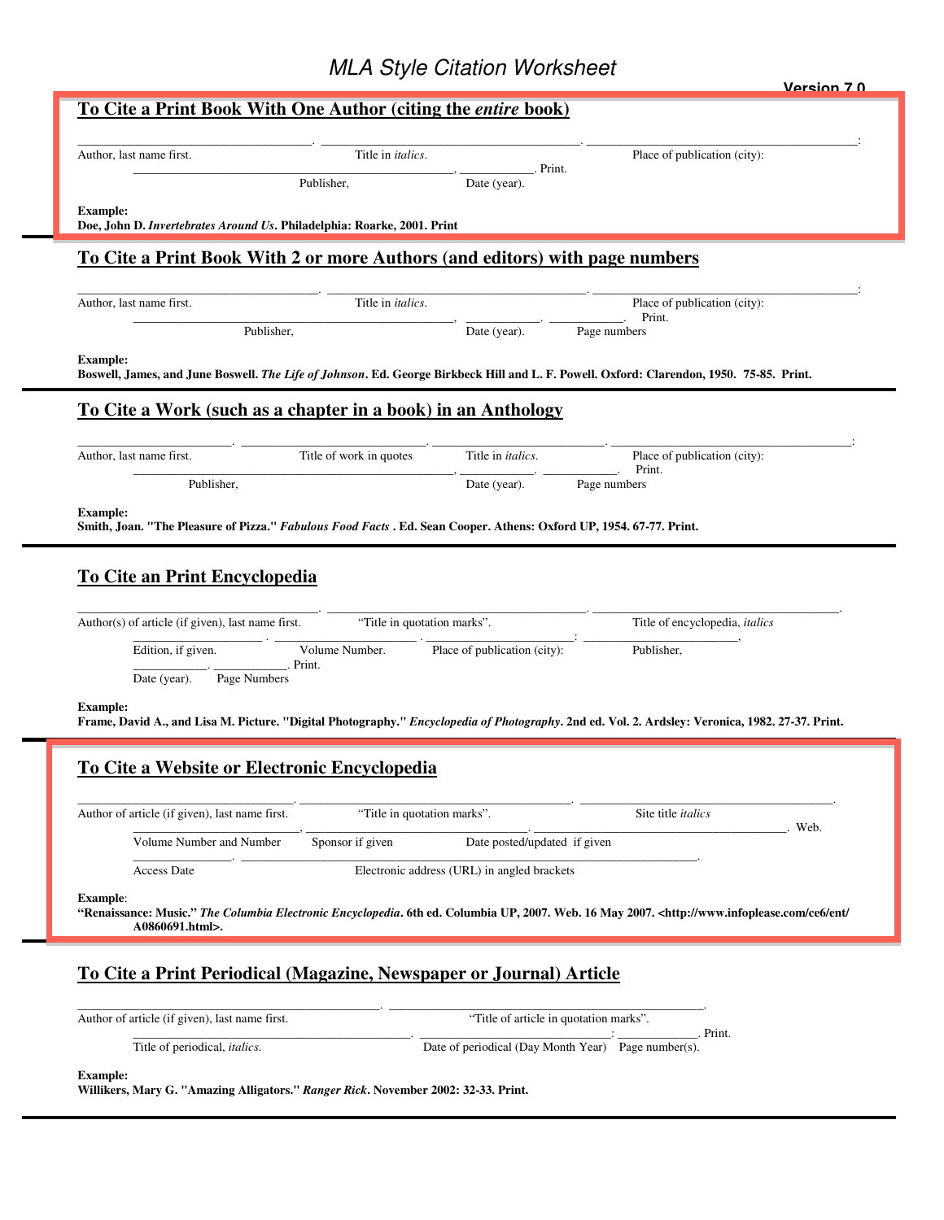# *MLA Style Citation Worksheet*

**Version 7.0**

## To Cite a Print Book With One Author (citing the *entire* book)

\_\_\_\_\_\_\_\_\_\_\_\_\_\_\_\_\_\_\_\_. \_\_\_\_\_\_\_\_\_\_\_\_\_\_\_\_\_\_\_\_. \_\_\_\_\_\_\_\_\_\_\_\_\_\_\_\_\_\_\_\_:
Author, last name first. Title in *italics*. Place of publication (city):

\_\_\_\_\_\_\_\_\_\_\_\_\_\_\_\_\_\_\_\_, \_\_\_\_\_\_\_\_\_\_. Print.
Publisher, Date (year).

**Example:**
**Doe, John D. *Invertebrates Around Us*. Philadelphia: Roarke, 2001. Print**

## To Cite a Print Book With 2 or more Authors (and editors) with page numbers

\_\_\_\_\_\_\_\_\_\_\_\_\_\_\_\_\_\_\_\_. \_\_\_\_\_\_\_\_\_\_\_\_\_\_\_\_\_\_\_\_. \_\_\_\_\_\_\_\_\_\_\_\_\_\_\_\_\_\_\_\_:
Author, last name first. Title in *italics*. Place of publication (city):

\_\_\_\_\_\_\_\_\_\_\_\_\_\_\_\_\_\_\_\_, \_\_\_\_\_\_\_\_\_\_. \_\_\_\_\_\_\_\_\_\_. Print.
Publisher, Date (year). Page numbers

**Example:**
**Boswell, James, and June Boswell. *The Life of Johnson*. Ed. George Birkbeck Hill and L. F. Powell. Oxford: Clarendon, 1950. 75-85. Print.**

## To Cite a Work (such as a chapter in a book) in an Anthology

\_\_\_\_\_\_\_\_\_\_\_\_\_\_\_\_\_\_\_\_. \_\_\_\_\_\_\_\_\_\_\_\_\_\_\_\_\_\_\_\_. \_\_\_\_\_\_\_\_\_\_\_\_\_\_\_\_\_\_\_\_. \_\_\_\_\_\_\_\_\_\_\_\_\_\_\_\_\_\_\_\_:
Author, last name first. Title of work in quotes Title in *italics*. Place of publication (city):

\_\_\_\_\_\_\_\_\_\_\_\_\_\_\_\_\_\_\_\_, \_\_\_\_\_\_\_\_\_\_. \_\_\_\_\_\_\_\_\_\_. Print.
Publisher, Date (year). Page numbers

**Example:**
**Smith, Joan. "The Pleasure of Pizza." *Fabulous Food Facts* . Ed. Sean Cooper. Athens: Oxford UP, 1954. 67-77. Print.**

## To Cite an Print Encyclopedia

\_\_\_\_\_\_\_\_\_\_\_\_\_\_\_\_\_\_\_\_. \_\_\_\_\_\_\_\_\_\_\_\_\_\_\_\_\_\_\_\_. \_\_\_\_\_\_\_\_\_\_\_\_\_\_\_\_\_\_\_\_.
Author(s) of article (if given), last name first. "Title in quotation marks". Title of encyclopedia, *italics*

\_\_\_\_\_\_\_\_\_\_ . \_\_\_\_\_\_\_\_\_\_ . \_\_\_\_\_\_\_\_\_\_: \_\_\_\_\_\_\_\_\_\_,
Edition, if given. Volume Number. Place of publication (city): Publisher,

\_\_\_\_\_\_\_\_\_\_. \_\_\_\_\_\_\_\_\_\_. Print.
Date (year). Page Numbers

**Example:**
**Frame, David A., and Lisa M. Picture. "Digital Photography." *Encyclopedia of Photography*. 2nd ed. Vol. 2. Ardsley: Veronica, 1982. 27-37. Print.**

## To Cite a Website or Electronic Encyclopedia

\_\_\_\_\_\_\_\_\_\_\_\_\_\_\_\_\_\_\_\_. \_\_\_\_\_\_\_\_\_\_\_\_\_\_\_\_\_\_\_\_. \_\_\_\_\_\_\_\_\_\_\_\_\_\_\_\_\_\_\_\_.
Author of article (if given), last name first. "Title in quotation marks". Site title *italics*

\_\_\_\_\_\_\_\_\_\_, \_\_\_\_\_\_\_\_\_\_. \_\_\_\_\_\_\_\_\_\_. Web.
Volume Number and Number Sponsor if given Date posted/updated if given

\_\_\_\_\_\_\_\_\_\_. \_\_\_\_\_\_\_\_\_\_\_\_\_\_\_\_\_\_\_\_.
Access Date Electronic address (URL) in angled brackets

**Example**:
**"Renaissance: Music." *The Columbia Electronic Encyclopedia*. 6th ed. Columbia UP, 2007. Web. 16 May 2007. <http://www.infoplease.com/ce6/ent/A0860691.html>.**

## To Cite a Print Periodical (Magazine, Newspaper or Journal) Article

\_\_\_\_\_\_\_\_\_\_\_\_\_\_\_\_\_\_\_\_. \_\_\_\_\_\_\_\_\_\_\_\_\_\_\_\_\_\_\_\_.
Author of article (if given), last name first. "Title of article in quotation marks".

\_\_\_\_\_\_\_\_\_\_\_\_\_\_\_\_\_\_\_\_. \_\_\_\_\_\_\_\_\_\_: \_\_\_\_\_\_\_\_\_\_. Print.
Title of periodical, *italics*. Date of periodical (Day Month Year) Page number(s).

**Example:**
**Willikers, Mary G. "Amazing Alligators." *Ranger Rick*. November 2002: 32-33. Print.**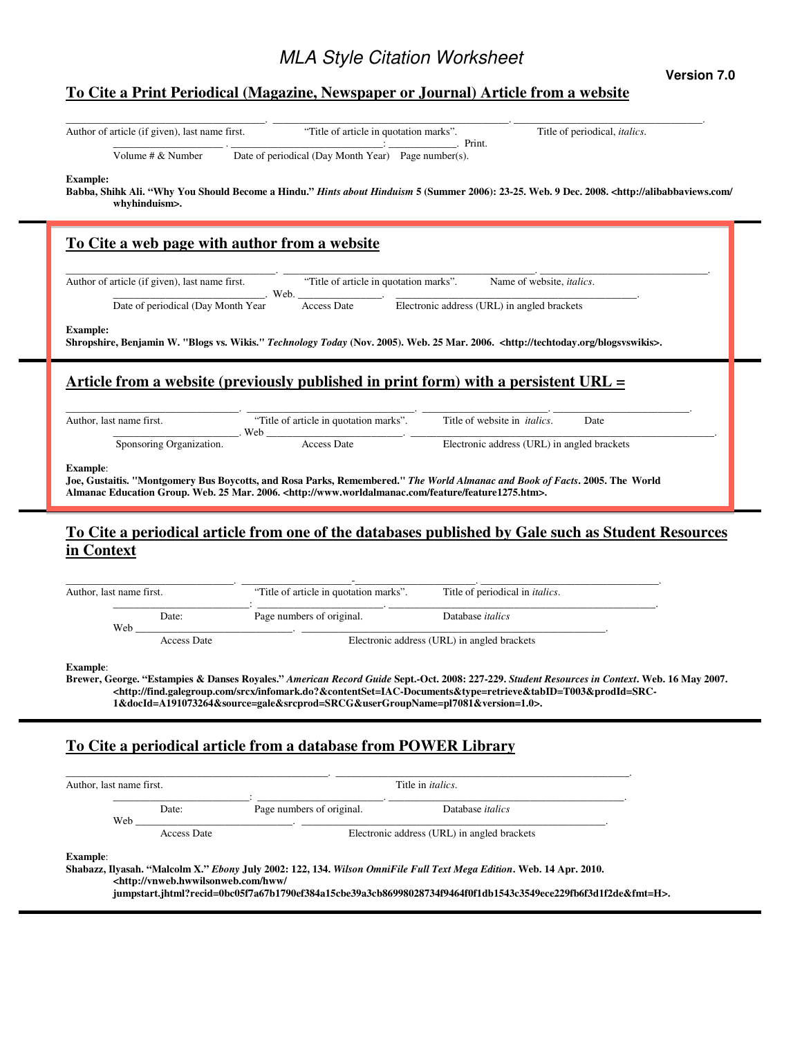# MLA Style Citation Worksheet

**Version 7.0**

## To Cite a Print Periodical (Magazine, Newspaper or Journal) Article from a website

______________________________. ______________________________. ______________________________.
Author of article (if given), last name first. "Title of article in quotation marks". Title of periodical, *italics*.

______________ . ______________________: ____________. Print.
Volume # & Number Date of periodical (Day Month Year) Page number(s).

**Example:**
**Babba, Shihk Ali. "Why You Should Become a Hindu."** ***Hints about Hinduism*** **5 (Summer 2006): 23-25. Web. 9 Dec. 2008. <http://alibabbaviews.com/whyhinduism>.**

## To Cite a web page with author from a website

______________________________. ______________________________. ______________________________.
Author of article (if given), last name first. "Title of article in quotation marks". Name of website, *italics*.

______________________. Web. ____________. ______________________________.
Date of periodical (Day Month Year Access Date Electronic address (URL) in angled brackets

**Example:**
**Shropshire, Benjamin W. "Blogs vs. Wikis."** ***Technology Today*** **(Nov. 2005). Web. 25 Mar. 2006. <http://techtoday.org/blogsvswikis>.**

## Article from a website (previously published in print form) with a persistent URL =

______________________. ______________________. ______________________. ______________________.
Author, last name first. "Title of article in quotation marks". Title of website in *italics*. Date

______________________. Web ______________________. ______________________________.
Sponsoring Organization. Access Date Electronic address (URL) in angled brackets

**Example**:
**Joe, Gustaitis. "Montgomery Bus Boycotts, and Rosa Parks, Remembered."** ***The World Almanac and Book of Facts*****. 2005. The World Almanac Education Group. Web. 25 Mar. 2006. <http://www.worldalmanac.com/feature/feature1275.htm>.**

## To Cite a periodical article from one of the databases published by Gale such as Student Resources in Context

______________________. ______________________. ______________________.
Author, last name first. "Title of article in quotation marks". Title of periodical in *italics*.

______________________: ______________________. ______________________.
Date: Page numbers of original. Database *italics*

Web ______________________. ______________________________.
Access Date Electronic address (URL) in angled brackets

**Example**:
**Brewer, George. "Estampies & Danses Royales."** ***American Record Guide*** **Sept.-Oct. 2008: 227-229.** ***Student Resources in Context*****. Web. 16 May 2007. <http://find.galegroup.com/srcx/infomark.do?&contentSet=IAC-Documents&type=retrieve&tabID=T003&prodId=SRC-1&docId=A191073264&source=gale&srcprod=SRCG&userGroupName=pl7081&version=1.0>.**

## To Cite a periodical article from a database from POWER Library

______________________________. ______________________________.
Author, last name first. Title in *italics*.

______________________: ______________________. ______________________.
Date: Page numbers of original. Database *italics*

Web ______________________. ______________________________.
Access Date Electronic address (URL) in angled brackets

**Example**:
**Shabazz, Ilyasah. "Malcolm X."** ***Ebony*** **July 2002: 122, 134.** ***Wilson OmniFile Full Text Mega Edition*****. Web. 14 Apr. 2010. <http://vnweb.hwwilsonweb.com/hww/jumpstart.jhtml?recid=0bc05f7a67b1790ef384a15cbe39a3cb86998028734f9464f0f1db1543c3549ece229fb6f3d1f2de&fmt=H>.**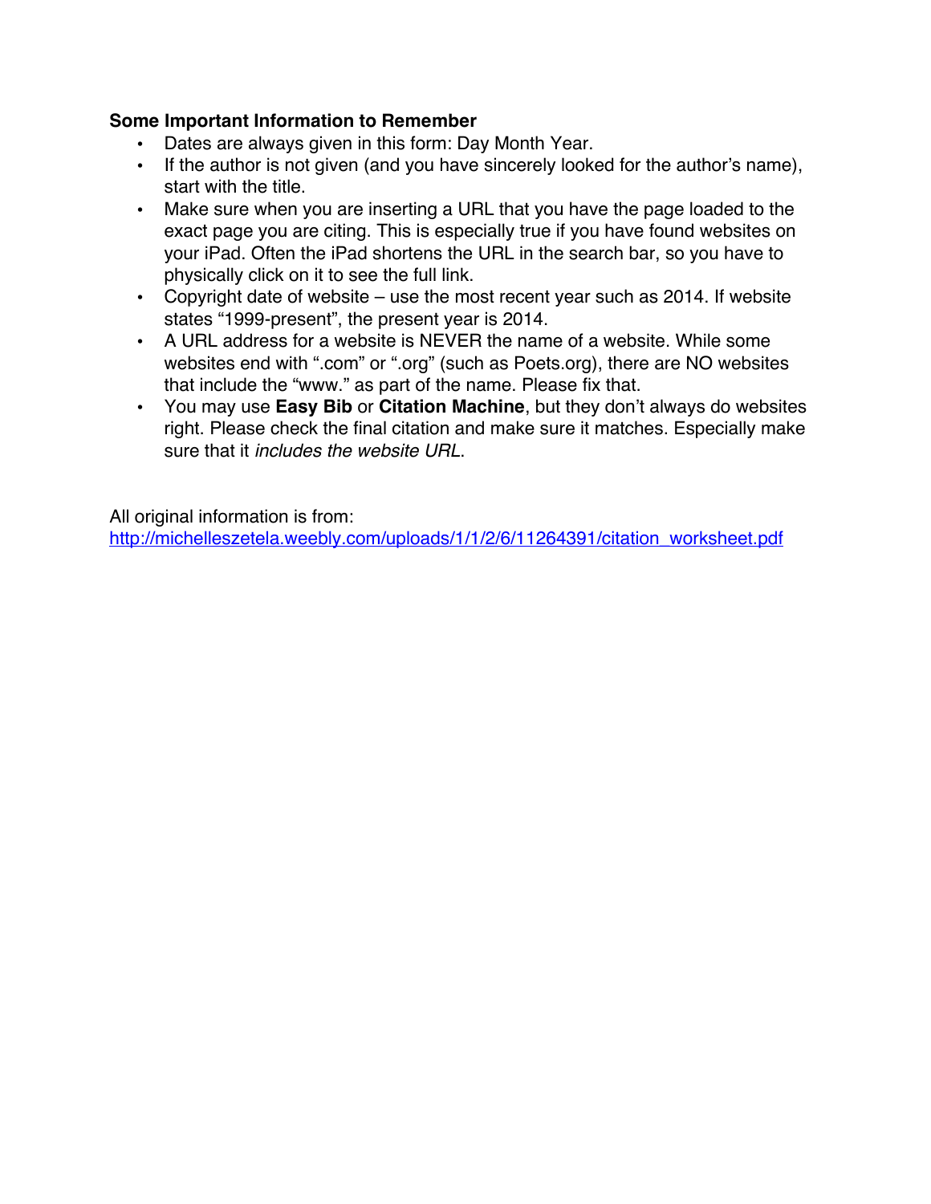**Some Important Information to Remember**

- Dates are always given in this form: Day Month Year.
- If the author is not given (and you have sincerely looked for the author's name), start with the title.
- Make sure when you are inserting a URL that you have the page loaded to the exact page you are citing. This is especially true if you have found websites on your iPad. Often the iPad shortens the URL in the search bar, so you have to physically click on it to see the full link.
- Copyright date of website – use the most recent year such as 2014. If website states "1999-present", the present year is 2014.
- A URL address for a website is NEVER the name of a website. While some websites end with ".com" or ".org" (such as Poets.org), there are NO websites that include the "www." as part of the name. Please fix that.
- You may use **Easy Bib** or **Citation Machine**, but they don't always do websites right. Please check the final citation and make sure it matches. Especially make sure that it *includes the website URL*.

All original information is from:
http://michelleszetela.weebly.com/uploads/1/1/2/6/11264391/citation_worksheet.pdf